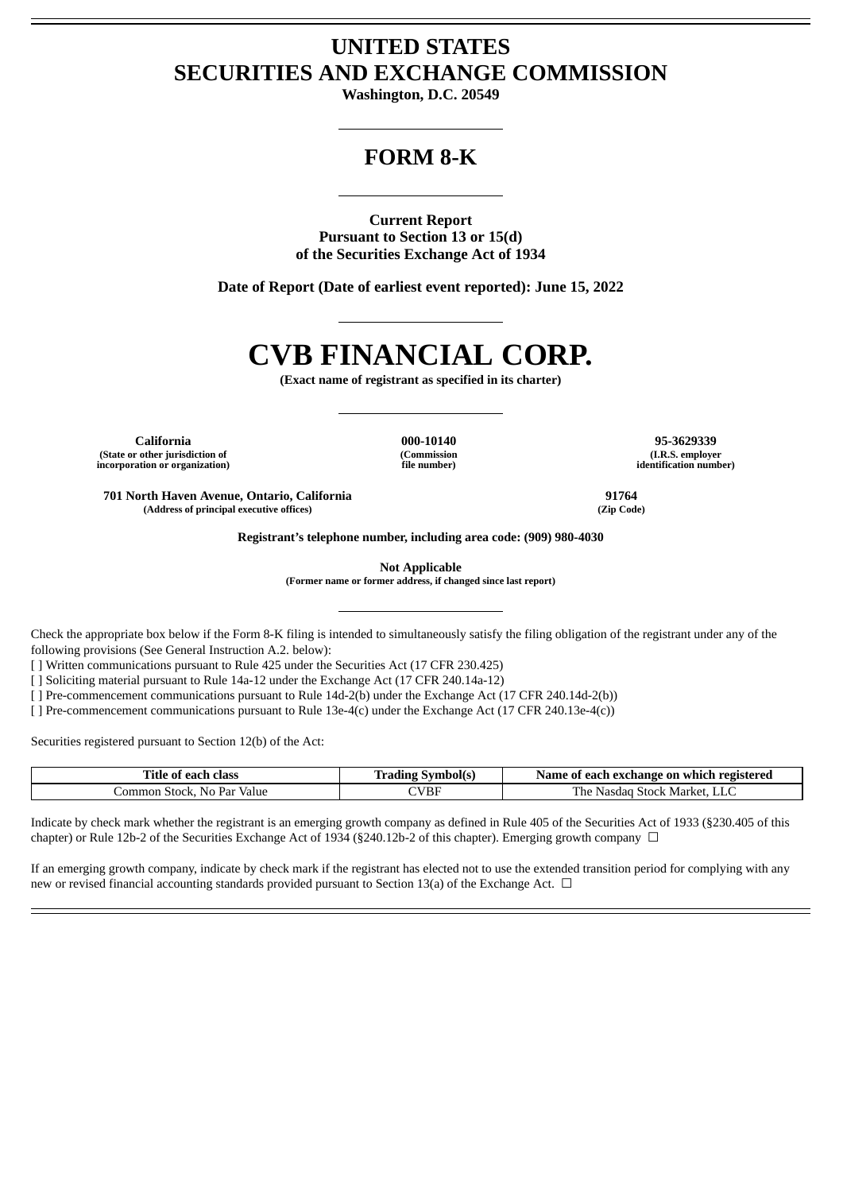# UNITED STATES
# SECURITIES AND EXCHANGE COMMISSION

**Washington, D.C. 20549**

---

# FORM 8-K

---

**Current Report**
**Pursuant to Section 13 or 15(d)**
**of the Securities Exchange Act of 1934**

**Date of Report (Date of earliest event reported): June 15, 2022**

---

# CVB FINANCIAL CORP.

**(Exact name of registrant as specified in its charter)**

---

| **California** | **000-10140** | **95-3629339** |
|---|---|---|
| **(State or other jurisdiction of incorporation or organization)** | **(Commission file number)** | **(I.R.S. employer identification number)** |

| **701 North Haven Avenue, Ontario, California** | **91764** |
|---|---|
| **(Address of principal executive offices)** | **(Zip Code)** |

**Registrant's telephone number, including area code: (909) 980-4030**

**Not Applicable**
**(Former name or former address, if changed since last report)**

---

Check the appropriate box below if the Form 8-K filing is intended to simultaneously satisfy the filing obligation of the registrant under any of the following provisions (See General Instruction A.2. below):

[ ] Written communications pursuant to Rule 425 under the Securities Act (17 CFR 230.425)
[ ] Soliciting material pursuant to Rule 14a-12 under the Exchange Act (17 CFR 240.14a-12)
[ ] Pre-commencement communications pursuant to Rule 14d-2(b) under the Exchange Act (17 CFR 240.14d-2(b))
[ ] Pre-commencement communications pursuant to Rule 13e-4(c) under the Exchange Act (17 CFR 240.13e-4(c))

Securities registered pursuant to Section 12(b) of the Act:

| Title of each class | Trading Symbol(s) | Name of each exchange on which registered |
|---|---|---|
| Common Stock, No Par Value | CVBF | The Nasdaq Stock Market, LLC |

Indicate by check mark whether the registrant is an emerging growth company as defined in Rule 405 of the Securities Act of 1933 (§230.405 of this chapter) or Rule 12b-2 of the Securities Exchange Act of 1934 (§240.12b-2 of this chapter). Emerging growth company ☐

If an emerging growth company, indicate by check mark if the registrant has elected not to use the extended transition period for complying with any new or revised financial accounting standards provided pursuant to Section 13(a) of the Exchange Act. ☐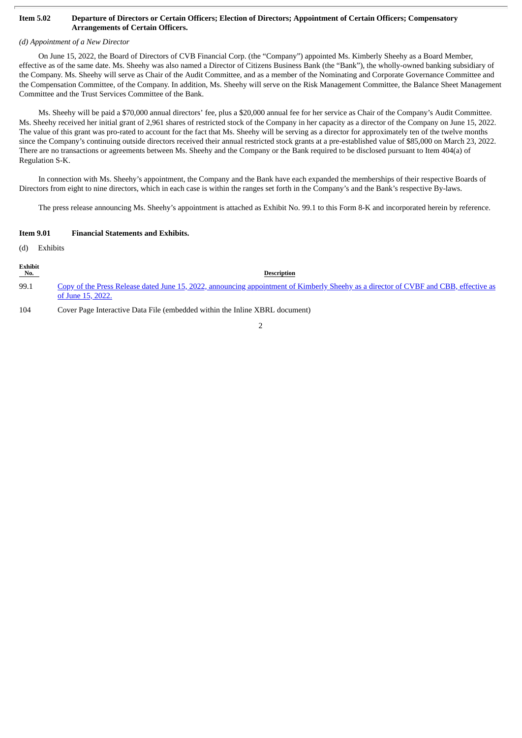### Item 5.02 Departure of Directors or Certain Officers; Election of Directors; Appointment of Certain Officers; Compensatory Arrangements of Certain Officers.

*(d) Appointment of a New Director*

On June 15, 2022, the Board of Directors of CVB Financial Corp. (the "Company") appointed Ms. Kimberly Sheehy as a Board Member, effective as of the same date. Ms. Sheehy was also named a Director of Citizens Business Bank (the "Bank"), the wholly-owned banking subsidiary of the Company. Ms. Sheehy will serve as Chair of the Audit Committee, and as a member of the Nominating and Corporate Governance Committee and the Compensation Committee, of the Company. In addition, Ms. Sheehy will serve on the Risk Management Committee, the Balance Sheet Management Committee and the Trust Services Committee of the Bank.

Ms. Sheehy will be paid a $70,000 annual directors' fee, plus a $20,000 annual fee for her service as Chair of the Company's Audit Committee. Ms. Sheehy received her initial grant of 2,961 shares of restricted stock of the Company in her capacity as a director of the Company on June 15, 2022. The value of this grant was pro-rated to account for the fact that Ms. Sheehy will be serving as a director for approximately ten of the twelve months since the Company's continuing outside directors received their annual restricted stock grants at a pre-established value of $85,000 on March 23, 2022. There are no transactions or agreements between Ms. Sheehy and the Company or the Bank required to be disclosed pursuant to Item 404(a) of Regulation S-K.

In connection with Ms. Sheehy's appointment, the Company and the Bank have each expanded the memberships of their respective Boards of Directors from eight to nine directors, which in each case is within the ranges set forth in the Company's and the Bank's respective By-laws.

The press release announcing Ms. Sheehy's appointment is attached as Exhibit No. 99.1 to this Form 8-K and incorporated herein by reference.

### Item 9.01 Financial Statements and Exhibits.

(d) Exhibits

| Exhibit No. | Description |
|---|---|
| 99.1 | Copy of the Press Release dated June 15, 2022, announcing appointment of Kimberly Sheehy as a director of CVBF and CBB, effective as of June 15, 2022. |
| 104 | Cover Page Interactive Data File (embedded within the Inline XBRL document) |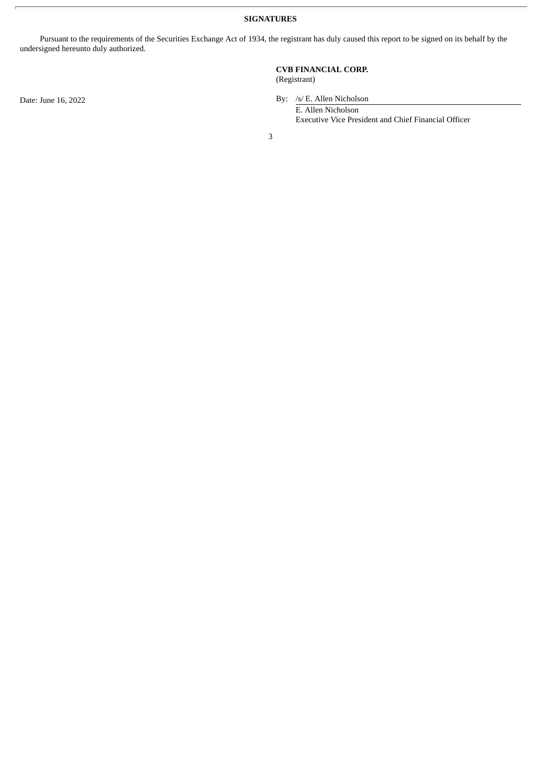## SIGNATURES

Pursuant to the requirements of the Securities Exchange Act of 1934, the registrant has duly caused this report to be signed on its behalf by the undersigned hereunto duly authorized.

**CVB FINANCIAL CORP.**
(Registrant)

Date: June 16, 2022

By: /s/ E. Allen Nicholson
E. Allen Nicholson
Executive Vice President and Chief Financial Officer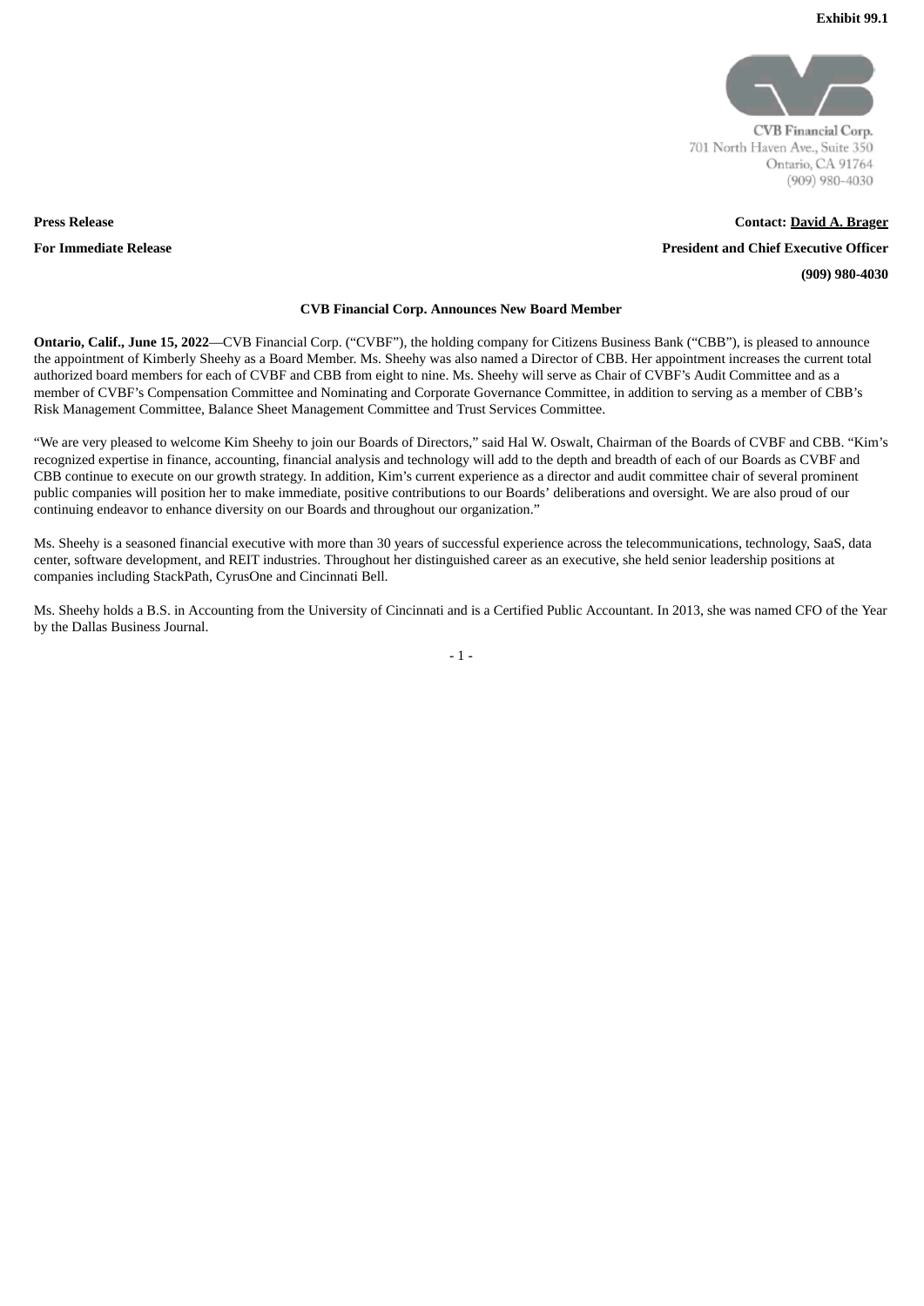**Exhibit 99.1**

CVB Financial Corp.
701 North Haven Ave., Suite 350
Ontario, CA 91764
(909) 980-4030

**Press Release**

**For Immediate Release**

**Contact: David A. Brager**
**President and Chief Executive Officer**
**(909) 980-4030**

**CVB Financial Corp. Announces New Board Member**

**Ontario, Calif., June 15, 2022**—CVB Financial Corp. ("CVBF"), the holding company for Citizens Business Bank ("CBB"), is pleased to announce the appointment of Kimberly Sheehy as a Board Member. Ms. Sheehy was also named a Director of CBB. Her appointment increases the current total authorized board members for each of CVBF and CBB from eight to nine. Ms. Sheehy will serve as Chair of CVBF's Audit Committee and as a member of CVBF's Compensation Committee and Nominating and Corporate Governance Committee, in addition to serving as a member of CBB's Risk Management Committee, Balance Sheet Management Committee and Trust Services Committee.

"We are very pleased to welcome Kim Sheehy to join our Boards of Directors," said Hal W. Oswalt, Chairman of the Boards of CVBF and CBB. "Kim's recognized expertise in finance, accounting, financial analysis and technology will add to the depth and breadth of each of our Boards as CVBF and CBB continue to execute on our growth strategy. In addition, Kim's current experience as a director and audit committee chair of several prominent public companies will position her to make immediate, positive contributions to our Boards' deliberations and oversight. We are also proud of our continuing endeavor to enhance diversity on our Boards and throughout our organization."

Ms. Sheehy is a seasoned financial executive with more than 30 years of successful experience across the telecommunications, technology, SaaS, data center, software development, and REIT industries. Throughout her distinguished career as an executive, she held senior leadership positions at companies including StackPath, CyrusOne and Cincinnati Bell.

Ms. Sheehy holds a B.S. in Accounting from the University of Cincinnati and is a Certified Public Accountant. In 2013, she was named CFO of the Year by the Dallas Business Journal.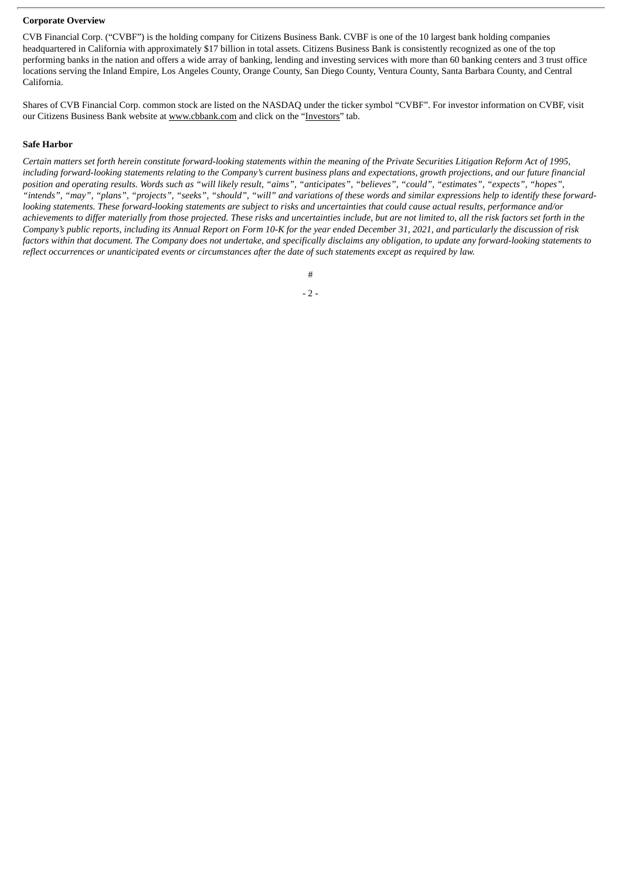**Corporate Overview**

CVB Financial Corp. ("CVBF") is the holding company for Citizens Business Bank. CVBF is one of the 10 largest bank holding companies headquartered in California with approximately $17 billion in total assets. Citizens Business Bank is consistently recognized as one of the top performing banks in the nation and offers a wide array of banking, lending and investing services with more than 60 banking centers and 3 trust office locations serving the Inland Empire, Los Angeles County, Orange County, San Diego County, Ventura County, Santa Barbara County, and Central California.

Shares of CVB Financial Corp. common stock are listed on the NASDAQ under the ticker symbol "CVBF". For investor information on CVBF, visit our Citizens Business Bank website at www.cbbank.com and click on the "Investors" tab.

**Safe Harbor**

*Certain matters set forth herein constitute forward-looking statements within the meaning of the Private Securities Litigation Reform Act of 1995, including forward-looking statements relating to the Company's current business plans and expectations, growth projections, and our future financial position and operating results. Words such as "will likely result, "aims", "anticipates", "believes", "could", "estimates", "expects", "hopes", "intends", "may", "plans", "projects", "seeks", "should", "will" and variations of these words and similar expressions help to identify these forward-looking statements. These forward-looking statements are subject to risks and uncertainties that could cause actual results, performance and/or achievements to differ materially from those projected. These risks and uncertainties include, but are not limited to, all the risk factors set forth in the Company's public reports, including its Annual Report on Form 10-K for the year ended December 31, 2021, and particularly the discussion of risk factors within that document. The Company does not undertake, and specifically disclaims any obligation, to update any forward-looking statements to reflect occurrences or unanticipated events or circumstances after the date of such statements except as required by law.*

#